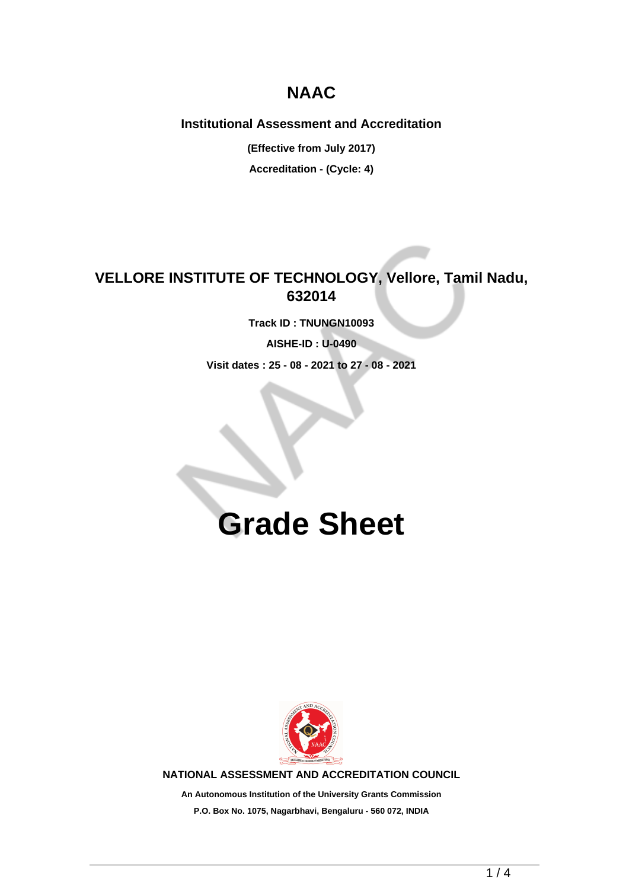# NAAC

**Institutional Assessment and Accreditation**

**(Effective from July 2017)**

**Accreditation - (Cycle: 4)**

## VELLORE INSTITUTE OF TECHNOLOGY, Vellore, Tamil Nadu, 632014

**Track ID : TNUNGN10093**

**AISHE-ID : U-0490**

**Visit dates : 25 - 08 - 2021 to 27 - 08 - 2021**

# Grade Sheet

**NATIONAL ASSESSMENT AND ACCREDITATION COUNCIL**

**An Autonomous Institution of the University Grants Commission**

**P.O. Box No. 1075, Nagarbhavi, Bengaluru - 560 072, INDIA**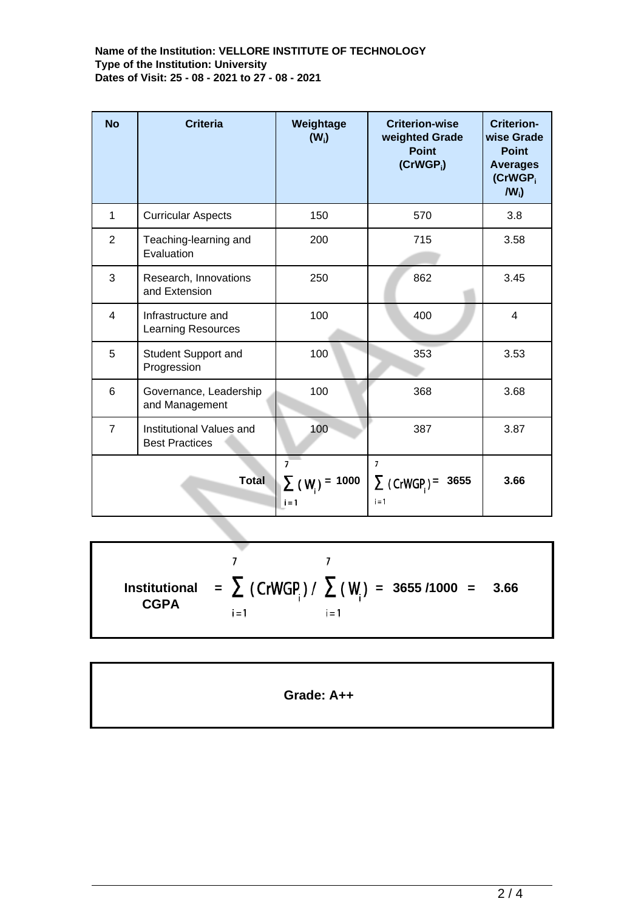**Name of the Institution: VELLORE INSTITUTE OF TECHNOLOGY**
**Type of the Institution: University**
**Dates of Visit: 25 - 08 - 2021 to 27 - 08 - 2021**

| No | Criteria | Weightage ($W_i$) | Criterion-wise weighted Grade Point ($CrWGP_i$) | Criterion-wise Grade Point Averages ($CrWGP_i / W_i$) |
|---|---|---|---|---|
| 1 | Curricular Aspects | 150 | 570 | 3.8 |
| 2 | Teaching-learning and Evaluation | 200 | 715 | 3.58 |
| 3 | Research, Innovations and Extension | 250 | 862 | 3.45 |
| 4 | Infrastructure and Learning Resources | 100 | 400 | 4 |
| 5 | Student Support and Progression | 100 | 353 | 3.53 |
| 6 | Governance, Leadership and Management | 100 | 368 | 3.68 |
| 7 | Institutional Values and Best Practices | 100 | 387 | 3.87 |
| **Total** | | $\sum_{i=1}^{7} (W_i) = 1000$ | $\sum_{i=1}^{7} (CrWGP_i) = 3655$ | **3.66** |

$$\textbf{Institutional CGPA} = \sum_{i=1}^{7} (CrWGP_i) \Big/ \sum_{i=1}^{7} (W_i) = 3655 / 1000 = 3.66$$

**Grade: A++**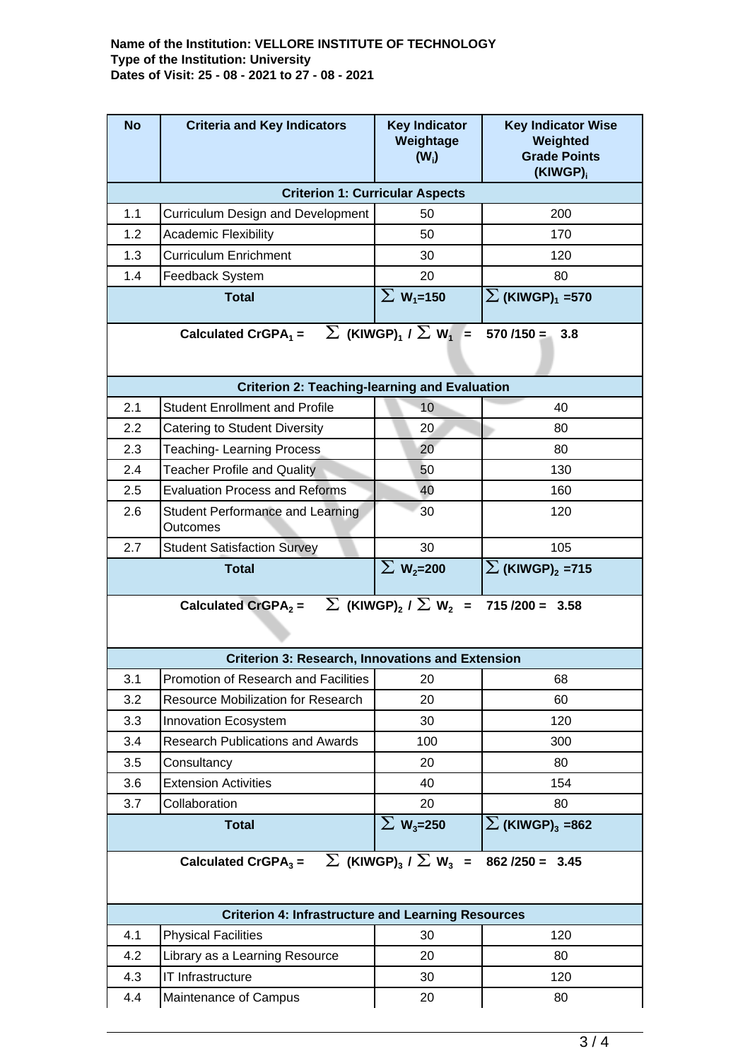**Name of the Institution: VELLORE INSTITUTE OF TECHNOLOGY**
**Type of the Institution: University**
**Dates of Visit: 25 - 08 - 2021 to 27 - 08 - 2021**

| No | Criteria and Key Indicators | Key Indicator Weightage ($W_i$) | Key Indicator Wise Weighted Grade Points $(KIWGP)_i$ |
|---|---|---|---|
| | **Criterion 1: Curricular Aspects** | | |
| 1.1 | Curriculum Design and Development | 50 | 200 |
| 1.2 | Academic Flexibility | 50 | 170 |
| 1.3 | Curriculum Enrichment | 30 | 120 |
| 1.4 | Feedback System | 20 | 80 |
| | **Total** | $\sum W_1$=150 | $\sum (KIWGP)_1$ =570 |
| | **Calculated $CrGPA_1$ = $\sum (KIWGP)_1 / \sum W_1$ = 570 /150 = 3.8** | | |
| | **Criterion 2: Teaching-learning and Evaluation** | | |
| 2.1 | Student Enrollment and Profile | 10 | 40 |
| 2.2 | Catering to Student Diversity | 20 | 80 |
| 2.3 | Teaching- Learning Process | 20 | 80 |
| 2.4 | Teacher Profile and Quality | 50 | 130 |
| 2.5 | Evaluation Process and Reforms | 40 | 160 |
| 2.6 | Student Performance and Learning Outcomes | 30 | 120 |
| 2.7 | Student Satisfaction Survey | 30 | 105 |
| | **Total** | $\sum W_2$=200 | $\sum (KIWGP)_2$ =715 |
| | **Calculated $CrGPA_2$ = $\sum (KIWGP)_2 / \sum W_2$ = 715 /200 = 3.58** | | |
| | **Criterion 3: Research, Innovations and Extension** | | |
| 3.1 | Promotion of Research and Facilities | 20 | 68 |
| 3.2 | Resource Mobilization for Research | 20 | 60 |
| 3.3 | Innovation Ecosystem | 30 | 120 |
| 3.4 | Research Publications and Awards | 100 | 300 |
| 3.5 | Consultancy | 20 | 80 |
| 3.6 | Extension Activities | 40 | 154 |
| 3.7 | Collaboration | 20 | 80 |
| | **Total** | $\sum W_3$=250 | $\sum (KIWGP)_3$ =862 |
| | **Calculated $CrGPA_3$ = $\sum (KIWGP)_3 / \sum W_3$ = 862 /250 = 3.45** | | |
| | **Criterion 4: Infrastructure and Learning Resources** | | |
| 4.1 | Physical Facilities | 30 | 120 |
| 4.2 | Library as a Learning Resource | 20 | 80 |
| 4.3 | IT Infrastructure | 30 | 120 |
| 4.4 | Maintenance of Campus | 20 | 80 |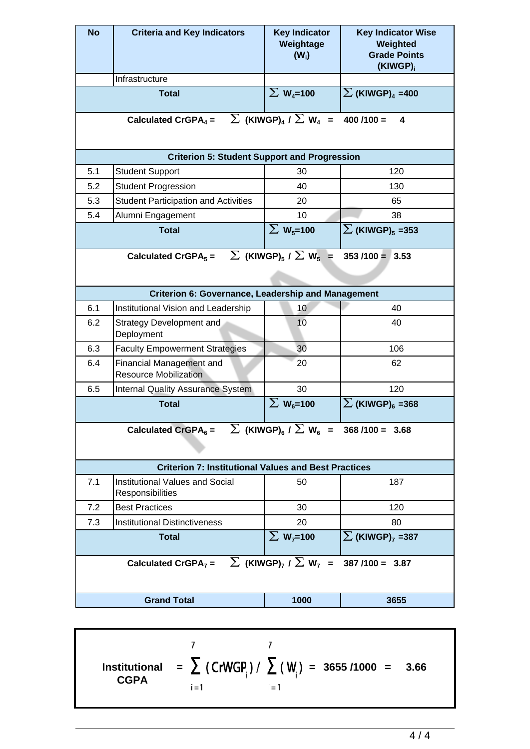| No | Criteria and Key Indicators | Key Indicator Weightage ($W_i$) | Key Indicator Wise Weighted Grade Points ($(KIWGP)_i$) |
|---|---|---|---|
| | Infrastructure | | |
| **Total** | | $\sum W_4=100$ | $\sum (KIWGP)_4 = 400$ |
| **Calculated $CrGPA_4$ = $\sum (KIWGP)_4 / \sum W_4$ = 400 /100 = 4** | | | |
| **Criterion 5: Student Support and Progression** | | | |
| 5.1 | Student Support | 30 | 120 |
| 5.2 | Student Progression | 40 | 130 |
| 5.3 | Student Participation and Activities | 20 | 65 |
| 5.4 | Alumni Engagement | 10 | 38 |
| **Total** | | $\sum W_5=100$ | $\sum (KIWGP)_5 = 353$ |
| **Calculated $CrGPA_5$ = $\sum (KIWGP)_5 / \sum W_5$ = 353 /100 = 3.53** | | | |
| **Criterion 6: Governance, Leadership and Management** | | | |
| 6.1 | Institutional Vision and Leadership | 10 | 40 |
| 6.2 | Strategy Development and Deployment | 10 | 40 |
| 6.3 | Faculty Empowerment Strategies | 30 | 106 |
| 6.4 | Financial Management and Resource Mobilization | 20 | 62 |
| 6.5 | Internal Quality Assurance System | 30 | 120 |
| **Total** | | $\sum W_6=100$ | $\sum (KIWGP)_6 = 368$ |
| **Calculated $CrGPA_6$ = $\sum (KIWGP)_6 / \sum W_6$ = 368 /100 = 3.68** | | | |
| **Criterion 7: Institutional Values and Best Practices** | | | |
| 7.1 | Institutional Values and Social Responsibilities | 50 | 187 |
| 7.2 | Best Practices | 30 | 120 |
| 7.3 | Institutional Distinctiveness | 20 | 80 |
| **Total** | | $\sum W_7=100$ | $\sum (KIWGP)_7 = 387$ |
| **Calculated $CrGPA_7$ = $\sum (KIWGP)_7 / \sum W_7$ = 387 /100 = 3.87** | | | |
| **Grand Total** | | **1000** | **3655** |

**Institutional CGPA** $= \sum_{i=1}^{7} (CrWGP_i) / \sum_{i=1}^{7} (W_i)$ **= 3655 /1000 = 3.66**